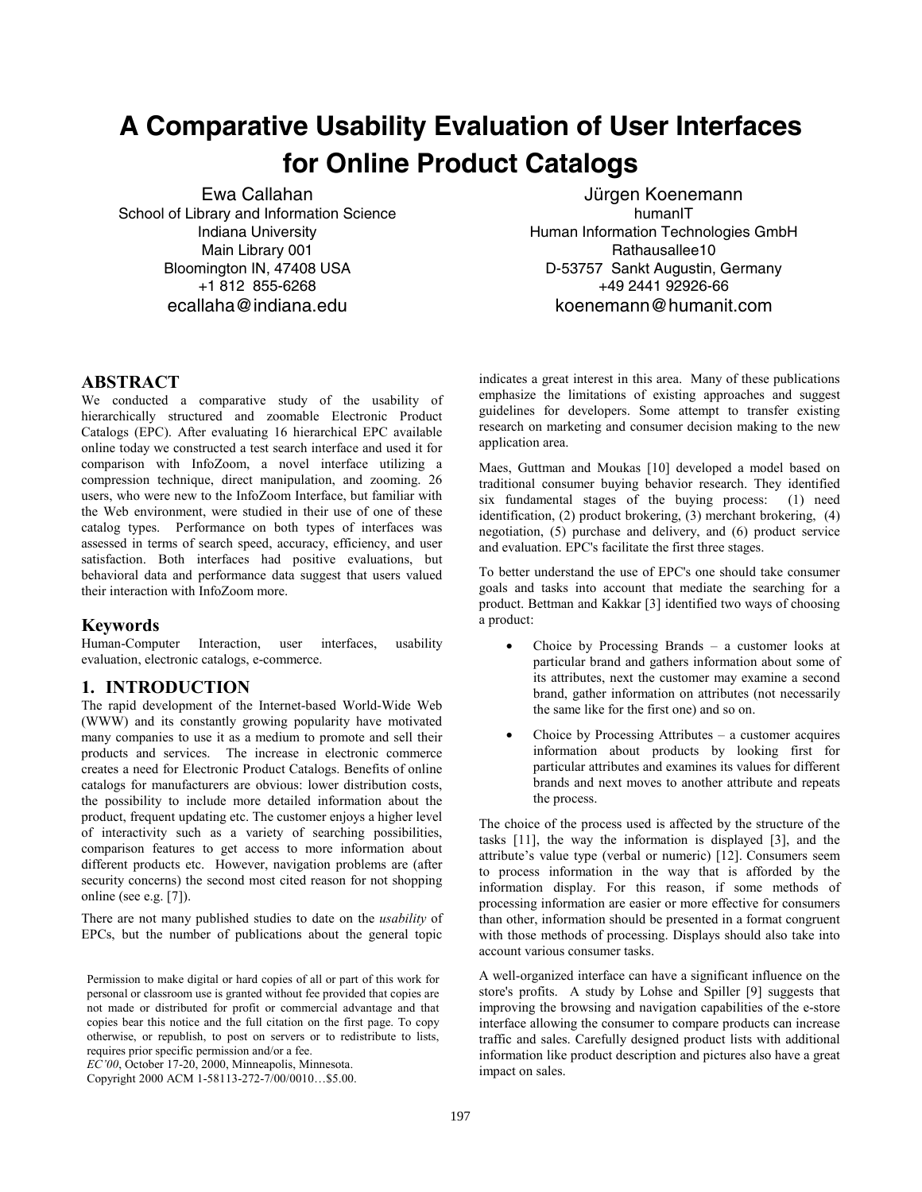# A Comparative Usability Evaluation of User Interfaces for Online Product Catalogs

Ewa Callahan
School of Library and Information Science
Indiana University
Main Library 001
Bloomington IN, 47408 USA
+1 812 855-6268
ecallaha@indiana.edu

Jürgen Koenemann
humanIT
Human Information Technologies GmbH
Rathausallee10
D-53757 Sankt Augustin, Germany
+49 2441 92926-66
koenemann@humanit.com

## ABSTRACT

We conducted a comparative study of the usability of hierarchically structured and zoomable Electronic Product Catalogs (EPC). After evaluating 16 hierarchical EPC available online today we constructed a test search interface and used it for comparison with InfoZoom, a novel interface utilizing a compression technique, direct manipulation, and zooming. 26 users, who were new to the InfoZoom Interface, but familiar with the Web environment, were studied in their use of one of these catalog types. Performance on both types of interfaces was assessed in terms of search speed, accuracy, efficiency, and user satisfaction. Both interfaces had positive evaluations, but behavioral data and performance data suggest that users valued their interaction with InfoZoom more.

## Keywords

Human-Computer Interaction, user interfaces, usability evaluation, electronic catalogs, e-commerce.

## 1. INTRODUCTION

The rapid development of the Internet-based World-Wide Web (WWW) and its constantly growing popularity have motivated many companies to use it as a medium to promote and sell their products and services. The increase in electronic commerce creates a need for Electronic Product Catalogs. Benefits of online catalogs for manufacturers are obvious: lower distribution costs, the possibility to include more detailed information about the product, frequent updating etc. The customer enjoys a higher level of interactivity such as a variety of searching possibilities, comparison features to get access to more information about different products etc. However, navigation problems are (after security concerns) the second most cited reason for not shopping online (see e.g. [7]).

There are not many published studies to date on the *usability* of EPCs, but the number of publications about the general topic indicates a great interest in this area. Many of these publications emphasize the limitations of existing approaches and suggest guidelines for developers. Some attempt to transfer existing research on marketing and consumer decision making to the new application area.

Maes, Guttman and Moukas [10] developed a model based on traditional consumer buying behavior research. They identified six fundamental stages of the buying process: (1) need identification, (2) product brokering, (3) merchant brokering, (4) negotiation, (5) purchase and delivery, and (6) product service and evaluation. EPC's facilitate the first three stages.

To better understand the use of EPC's one should take consumer goals and tasks into account that mediate the searching for a product. Bettman and Kakkar [3] identified two ways of choosing a product:

- Choice by Processing Brands – a customer looks at particular brand and gathers information about some of its attributes, next the customer may examine a second brand, gather information on attributes (not necessarily the same like for the first one) and so on.
- Choice by Processing Attributes – a customer acquires information about products by looking first for particular attributes and examines its values for different brands and next moves to another attribute and repeats the process.

The choice of the process used is affected by the structure of the tasks [11], the way the information is displayed [3], and the attribute's value type (verbal or numeric) [12]. Consumers seem to process information in the way that is afforded by the information display. For this reason, if some methods of processing information are easier or more effective for consumers than other, information should be presented in a format congruent with those methods of processing. Displays should also take into account various consumer tasks.

A well-organized interface can have a significant influence on the store's profits. A study by Lohse and Spiller [9] suggests that improving the browsing and navigation capabilities of the e-store interface allowing the consumer to compare products can increase traffic and sales. Carefully designed product lists with additional information like product description and pictures also have a great impact on sales.

Permission to make digital or hard copies of all or part of this work for personal or classroom use is granted without fee provided that copies are not made or distributed for profit or commercial advantage and that copies bear this notice and the full citation on the first page. To copy otherwise, or republish, to post on servers or to redistribute to lists, requires prior specific permission and/or a fee.
*EC'00*, October 17-20, 2000, Minneapolis, Minnesota.
Copyright 2000 ACM 1-58113-272-7/00/0010…$5.00.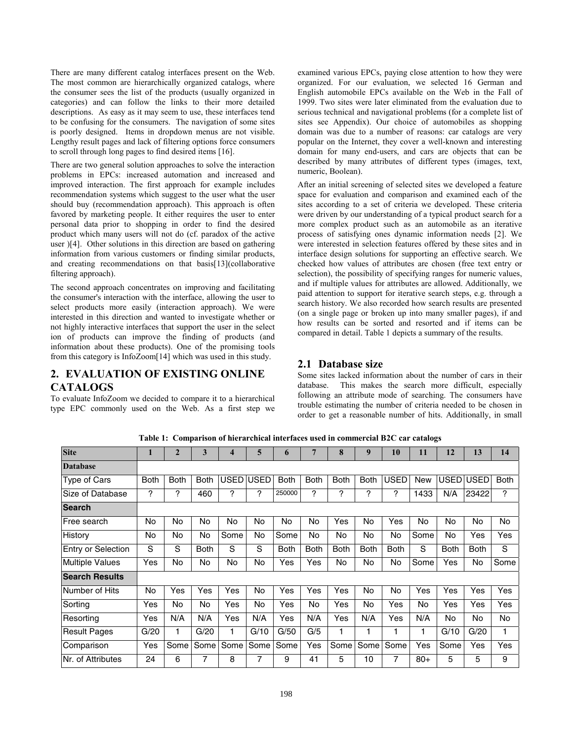There are many different catalog interfaces present on the Web. The most common are hierarchically organized catalogs, where the consumer sees the list of the products (usually organized in categories) and can follow the links to their more detailed descriptions. As easy as it may seem to use, these interfaces tend to be confusing for the consumers. The navigation of some sites is poorly designed. Items in dropdown menus are not visible. Lengthy result pages and lack of filtering options force consumers to scroll through long pages to find desired items [16].

There are two general solution approaches to solve the interaction problems in EPCs: increased automation and increased and improved interaction. The first approach for example includes recommendation systems which suggest to the user what the user should buy (recommendation approach). This approach is often favored by marketing people. It either requires the user to enter personal data prior to shopping in order to find the desired product which many users will not do (cf. paradox of the active user )[4]. Other solutions in this direction are based on gathering information from various customers or finding similar products, and creating recommendations on that basis[13](collaborative filtering approach).

The second approach concentrates on improving and facilitating the consumer's interaction with the interface, allowing the user to select products more easily (interaction approach). We were interested in this direction and wanted to investigate whether or not highly interactive interfaces that support the user in the select ion of products can improve the finding of products (and information about these products). One of the promising tools from this category is InfoZoom[14] which was used in this study.

## 2. EVALUATION OF EXISTING ONLINE CATALOGS

To evaluate InfoZoom we decided to compare it to a hierarchical type EPC commonly used on the Web. As a first step we examined various EPCs, paying close attention to how they were organized. For our evaluation, we selected 16 German and English automobile EPCs available on the Web in the Fall of 1999. Two sites were later eliminated from the evaluation due to serious technical and navigational problems (for a complete list of sites see Appendix). Our choice of automobiles as shopping domain was due to a number of reasons: car catalogs are very popular on the Internet, they cover a well-known and interesting domain for many end-users, and cars are objects that can be described by many attributes of different types (images, text, numeric, Boolean).

After an initial screening of selected sites we developed a feature space for evaluation and comparison and examined each of the sites according to a set of criteria we developed. These criteria were driven by our understanding of a typical product search for a more complex product such as an automobile as an iterative process of satisfying ones dynamic information needs [2]. We were interested in selection features offered by these sites and in interface design solutions for supporting an effective search. We checked how values of attributes are chosen (free text entry or selection), the possibility of specifying ranges for numeric values, and if multiple values for attributes are allowed. Additionally, we paid attention to support for iterative search steps, e.g. through a search history. We also recorded how search results are presented (on a single page or broken up into many smaller pages), if and how results can be sorted and resorted and if items can be compared in detail. Table 1 depicts a summary of the results.

### 2.1 Database size

Some sites lacked information about the number of cars in their database. This makes the search more difficult, especially following an attribute mode of searching. The consumers have trouble estimating the number of criteria needed to be chosen in order to get a reasonable number of hits. Additionally, in small

**Table 1: Comparison of hierarchical interfaces used in commercial B2C car catalogs**

| **Site** | **1** | **2** | **3** | **4** | **5** | **6** | **7** | **8** | **9** | **10** | **11** | **12** | **13** | **14** |
|---|---|---|---|---|---|---|---|---|---|---|---|---|---|---|
| **Database** | | | | | | | | | | | | | | |
| Type of Cars | Both | Both | Both | USED | USED | Both | Both | Both | Both | USED | New | USED | USED | Both |
| Size of Database | ? | ? | 460 | ? | ? | 250000 | ? | ? | ? | ? | 1433 | N/A | 23422 | ? |
| **Search** | | | | | | | | | | | | | | |
| Free search | No | No | No | No | No | No | No | Yes | No | Yes | No | No | No | No |
| History | No | No | No | Some | No | Some | No | No | No | No | Some | No | Yes | Yes |
| Entry or Selection | S | S | Both | S | S | Both | Both | Both | Both | Both | S | Both | Both | S |
| Multiple Values | Yes | No | No | No | No | Yes | Yes | No | No | No | Some | Yes | No | Some |
| **Search Results** | | | | | | | | | | | | | | |
| Number of Hits | No | Yes | Yes | Yes | No | Yes | Yes | Yes | No | No | Yes | Yes | Yes | Yes |
| Sorting | Yes | No | No | Yes | No | Yes | No | Yes | No | Yes | No | Yes | Yes | Yes |
| Resorting | Yes | N/A | N/A | Yes | N/A | Yes | N/A | Yes | N/A | Yes | N/A | No | No | No |
| Result Pages | G/20 | 1 | G/20 | 1 | G/10 | G/50 | G/5 | 1 | 1 | 1 | 1 | G/10 | G/20 | 1 |
| Comparison | Yes | Some | Some | Some | Some | Some | Yes | Some | Some | Some | Yes | Some | Yes | Yes |
| Nr. of Attributes | 24 | 6 | 7 | 8 | 7 | 9 | 41 | 5 | 10 | 7 | 80+ | 5 | 5 | 9 |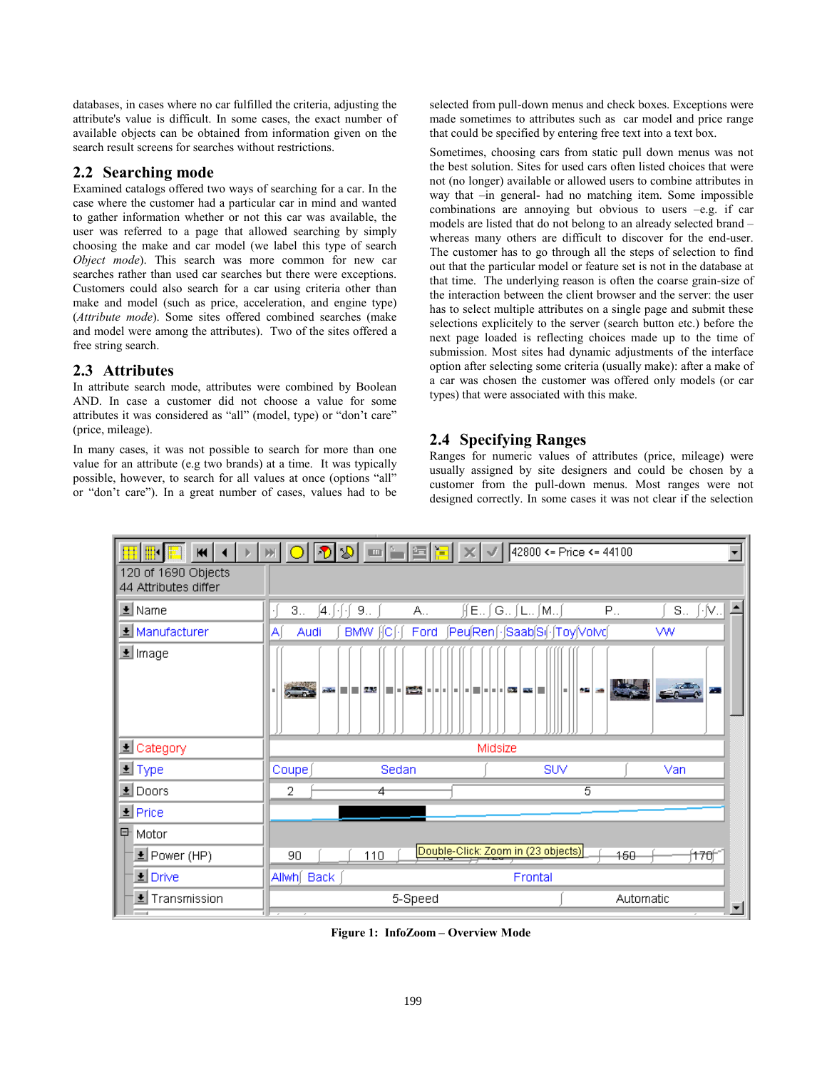databases, in cases where no car fulfilled the criteria, adjusting the attribute's value is difficult. In some cases, the exact number of available objects can be obtained from information given on the search result screens for searches without restrictions.

## 2.2 Searching mode

Examined catalogs offered two ways of searching for a car. In the case where the customer had a particular car in mind and wanted to gather information whether or not this car was available, the user was referred to a page that allowed searching by simply choosing the make and car model (we label this type of search *Object mode*). This search was more common for new car searches rather than used car searches but there were exceptions. Customers could also search for a car using criteria other than make and model (such as price, acceleration, and engine type) (*Attribute mode*). Some sites offered combined searches (make and model were among the attributes). Two of the sites offered a free string search.

## 2.3 Attributes

In attribute search mode, attributes were combined by Boolean AND. In case a customer did not choose a value for some attributes it was considered as "all" (model, type) or "don't care" (price, mileage).

In many cases, it was not possible to search for more than one value for an attribute (e.g two brands) at a time. It was typically possible, however, to search for all values at once (options "all" or "don't care"). In a great number of cases, values had to be selected from pull-down menus and check boxes. Exceptions were made sometimes to attributes such as car model and price range that could be specified by entering free text into a text box.

Sometimes, choosing cars from static pull down menus was not the best solution. Sites for used cars often listed choices that were not (no longer) available or allowed users to combine attributes in way that –in general- had no matching item. Some impossible combinations are annoying but obvious to users –e.g. if car models are listed that do not belong to an already selected brand – whereas many others are difficult to discover for the end-user. The customer has to go through all the steps of selection to find out that the particular model or feature set is not in the database at that time. The underlying reason is often the coarse grain-size of the interaction between the client browser and the server: the user has to select multiple attributes on a single page and submit these selections explicitely to the server (search button etc.) before the next page loaded is reflecting choices made up to the time of submission. Most sites had dynamic adjustments of the interface option after selecting some criteria (usually make): after a make of a car was chosen the customer was offered only models (or car types) that were associated with this make.

## 2.4 Specifying Ranges

Ranges for numeric values of attributes (price, mileage) were usually assigned by site designers and could be chosen by a customer from the pull-down menus. Most ranges were not designed correctly. In some cases it was not clear if the selection

**Figure 1: InfoZoom – Overview Mode**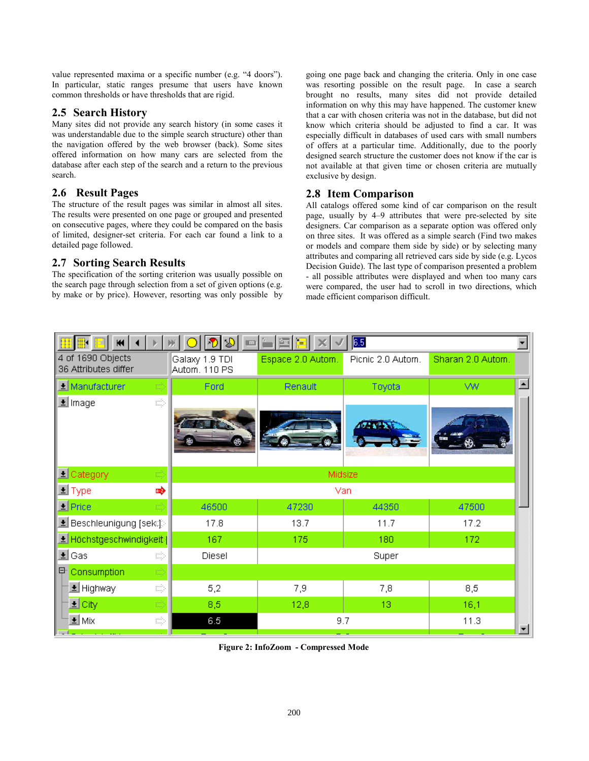value represented maxima or a specific number (e.g. "4 doors"). In particular, static ranges presume that users have known common thresholds or have thresholds that are rigid.

## 2.5 Search History

Many sites did not provide any search history (in some cases it was understandable due to the simple search structure) other than the navigation offered by the web browser (back). Some sites offered information on how many cars are selected from the database after each step of the search and a return to the previous search.

## 2.6 Result Pages

The structure of the result pages was similar in almost all sites. The results were presented on one page or grouped and presented on consecutive pages, where they could be compared on the basis of limited, designer-set criteria. For each car found a link to a detailed page followed.

## 2.7 Sorting Search Results

The specification of the sorting criterion was usually possible on the search page through selection from a set of given options (e.g. by make or by price). However, resorting was only possible by going one page back and changing the criteria. Only in one case was resorting possible on the result page. In case a search brought no results, many sites did not provide detailed information on why this may have happened. The customer knew that a car with chosen criteria was not in the database, but did not know which criteria should be adjusted to find a car. It was especially difficult in databases of used cars with small numbers of offers at a particular time. Additionally, due to the poorly designed search structure the customer does not know if the car is not available at that given time or chosen criteria are mutually exclusive by design.

## 2.8 Item Comparison

All catalogs offered some kind of car comparison on the result page, usually by 4–9 attributes that were pre-selected by site designers. Car comparison as a separate option was offered only on three sites. It was offered as a simple search (Find two makes or models and compare them side by side) or by selecting many attributes and comparing all retrieved cars side by side (e.g. Lycos Decision Guide). The last type of comparison presented a problem - all possible attributes were displayed and when too many cars were compared, the user had to scroll in two directions, which made efficient comparison difficult.

| 4 of 1690 Objects 36 Attributes differ | Galaxy 1.9 TDI Autom. 110 PS | Espace 2.0 Autom. | Picnic 2.0 Autom. | Sharan 2.0 Autom. |
|---|---|---|---|---|
| Manufacturer | Ford | Renault | Toyota | VW |
| Image | | | | |
| Category | Midsize | | | |
| Type | Van | | | |
| Price | 46500 | 47230 | 44350 | 47500 |
| Beschleunigung [sek.] | 17.8 | 13.7 | 11.7 | 17.2 |
| Höchstgeschwindigkeit | 167 | 175 | 180 | 172 |
| Gas | Diesel | Super | | |
| Consumption | | | | |
| Highway | 5,2 | 7,9 | 7,8 | 8,5 |
| City | 8,5 | 12,8 | 13 | 16,1 |
| Mix | 6.5 | 9.7 | | 11.3 |

**Figure 2: InfoZoom - Compressed Mode**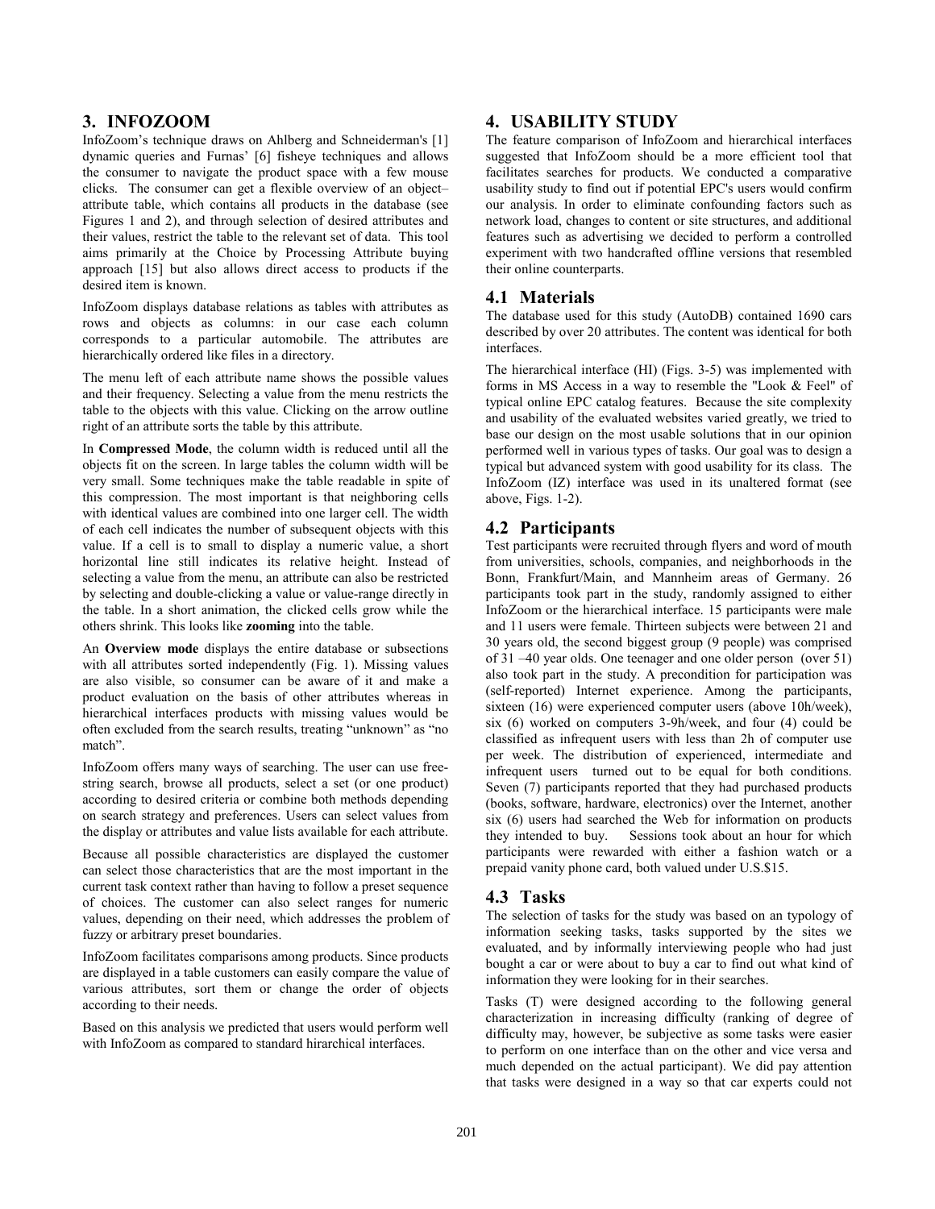## 3. INFOZOOM

InfoZoom's technique draws on Ahlberg and Schneiderman's [1] dynamic queries and Furnas' [6] fisheye techniques and allows the consumer to navigate the product space with a few mouse clicks. The consumer can get a flexible overview of an object–attribute table, which contains all products in the database (see Figures 1 and 2), and through selection of desired attributes and their values, restrict the table to the relevant set of data. This tool aims primarily at the Choice by Processing Attribute buying approach [15] but also allows direct access to products if the desired item is known.

InfoZoom displays database relations as tables with attributes as rows and objects as columns: in our case each column corresponds to a particular automobile. The attributes are hierarchically ordered like files in a directory.

The menu left of each attribute name shows the possible values and their frequency. Selecting a value from the menu restricts the table to the objects with this value. Clicking on the arrow outline right of an attribute sorts the table by this attribute.

In **Compressed Mode**, the column width is reduced until all the objects fit on the screen. In large tables the column width will be very small. Some techniques make the table readable in spite of this compression. The most important is that neighboring cells with identical values are combined into one larger cell. The width of each cell indicates the number of subsequent objects with this value. If a cell is to small to display a numeric value, a short horizontal line still indicates its relative height. Instead of selecting a value from the menu, an attribute can also be restricted by selecting and double-clicking a value or value-range directly in the table. In a short animation, the clicked cells grow while the others shrink. This looks like **zooming** into the table.

An **Overview mode** displays the entire database or subsections with all attributes sorted independently (Fig. 1). Missing values are also visible, so consumer can be aware of it and make a product evaluation on the basis of other attributes whereas in hierarchical interfaces products with missing values would be often excluded from the search results, treating "unknown" as "no match".

InfoZoom offers many ways of searching. The user can use free-string search, browse all products, select a set (or one product) according to desired criteria or combine both methods depending on search strategy and preferences. Users can select values from the display or attributes and value lists available for each attribute.

Because all possible characteristics are displayed the customer can select those characteristics that are the most important in the current task context rather than having to follow a preset sequence of choices. The customer can also select ranges for numeric values, depending on their need, which addresses the problem of fuzzy or arbitrary preset boundaries.

InfoZoom facilitates comparisons among products. Since products are displayed in a table customers can easily compare the value of various attributes, sort them or change the order of objects according to their needs.

Based on this analysis we predicted that users would perform well with InfoZoom as compared to standard hirarchical interfaces.

## 4. USABILITY STUDY

The feature comparison of InfoZoom and hierarchical interfaces suggested that InfoZoom should be a more efficient tool that facilitates searches for products. We conducted a comparative usability study to find out if potential EPC's users would confirm our analysis. In order to eliminate confounding factors such as network load, changes to content or site structures, and additional features such as advertising we decided to perform a controlled experiment with two handcrafted offline versions that resembled their online counterparts.

### 4.1 Materials

The database used for this study (AutoDB) contained 1690 cars described by over 20 attributes. The content was identical for both interfaces.

The hierarchical interface (HI) (Figs. 3-5) was implemented with forms in MS Access in a way to resemble the "Look & Feel" of typical online EPC catalog features. Because the site complexity and usability of the evaluated websites varied greatly, we tried to base our design on the most usable solutions that in our opinion performed well in various types of tasks. Our goal was to design a typical but advanced system with good usability for its class. The InfoZoom (IZ) interface was used in its unaltered format (see above, Figs. 1-2).

### 4.2 Participants

Test participants were recruited through flyers and word of mouth from universities, schools, companies, and neighborhoods in the Bonn, Frankfurt/Main, and Mannheim areas of Germany. 26 participants took part in the study, randomly assigned to either InfoZoom or the hierarchical interface. 15 participants were male and 11 users were female. Thirteen subjects were between 21 and 30 years old, the second biggest group (9 people) was comprised of 31 –40 year olds. One teenager and one older person (over 51) also took part in the study. A precondition for participation was (self-reported) Internet experience. Among the participants, sixteen (16) were experienced computer users (above 10h/week), six (6) worked on computers 3-9h/week, and four (4) could be classified as infrequent users with less than 2h of computer use per week. The distribution of experienced, intermediate and infrequent users turned out to be equal for both conditions. Seven (7) participants reported that they had purchased products (books, software, hardware, electronics) over the Internet, another six (6) users had searched the Web for information on products they intended to buy. Sessions took about an hour for which participants were rewarded with either a fashion watch or a prepaid vanity phone card, both valued under U.S.$15.

### 4.3 Tasks

The selection of tasks for the study was based on an typology of information seeking tasks, tasks supported by the sites we evaluated, and by informally interviewing people who had just bought a car or were about to buy a car to find out what kind of information they were looking for in their searches.

Tasks (T) were designed according to the following general characterization in increasing difficulty (ranking of degree of difficulty may, however, be subjective as some tasks were easier to perform on one interface than on the other and vice versa and much depended on the actual participant). We did pay attention that tasks were designed in a way so that car experts could not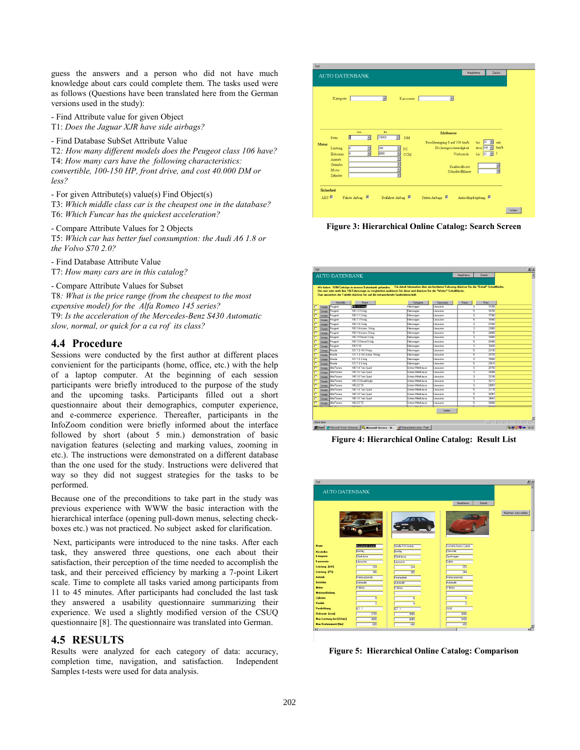guess the answers and a person who did not have much knowledge about cars could complete them. The tasks used were as follows (Questions have been translated here from the German versions used in the study):

- Find Attribute value for given Object

T1: *Does the Jaguar XJR have side airbags?*

- Find Database SubSet Attribute Value

T2*: How many different models does the Peugeot class 106 have?*

T4: *How many cars have the following characteristics: convertible, 100-150 HP, front drive, and cost 40.000 DM or less?*

- For given Attribute(s) value(s) Find Object(s)

T3: *Which middle class car is the cheapest one in the database?*

T6: *Which Funcar has the quickest acceleration?*

- Compare Attribute Values for 2 Objects

T5: *Which car has better fuel consumption: the Audi A6 1.8 or the Volvo S70 2.0?*

- Find Database Attribute Value

T7: *How many cars are in this catalog?*

- Compare Attribute Values for Subset

T8*: What is the price range (from the cheapest to the most expensive model) for the Alfa Romeo 145 series?*

T9: *Is the acceleration of the Mercedes-Benz S430 Automatic slow, normal, or quick for a ca rof its class?*

## 4.4 Procedure

Sessions were conducted by the first author at different places convienient for the participants (home, office, etc.) with the help of a laptop computer. At the beginning of each session participants were briefly introduced to the purpose of the study and the upcoming tasks. Participants filled out a short questionnaire about their demographics, computer experience, and e-commerce experience. Thereafter, participants in the InfoZoom condition were briefly informed about the interface followed by short (about 5 min.) demonstration of basic navigation features (selecting and marking values, zooming in etc.). The instructions were demonstrated on a different database than the one used for the study. Instructions were delivered that way so they did not suggest strategies for the tasks to be performed.

Because one of the preconditions to take part in the study was previous experience with WWW the basic interaction with the hierarchical interface (opening pull-down menus, selecting check-boxes etc.) was not practiced. No subject asked for clarification.

Next, participants were introduced to the nine tasks. After each task, they answered three questions, one each about their satisfaction, their perception of the time needed to accomplish the task, and their perceived efficiency by marking a 7-point Likert scale. Time to complete all tasks varied among participants from 11 to 45 minutes. After participants had concluded the last task they answered a usability questionnaire summarizing their experience. We used a slightly modified version of the CSUQ questionnaire [8]. The questionnaire was translated into German.

## 4.5 RESULTS

Results were analyzed for each category of data: accuracy, completion time, navigation, and satisfaction. Independent Samples t-tests were used for data analysis.

**Figure 3: Hierarchical Online Catalog: Search Screen**

**Figure 4: Hierarchical Online Catalog: Result List**

**Figure 5: Hierarchical Online Catalog: Comparison**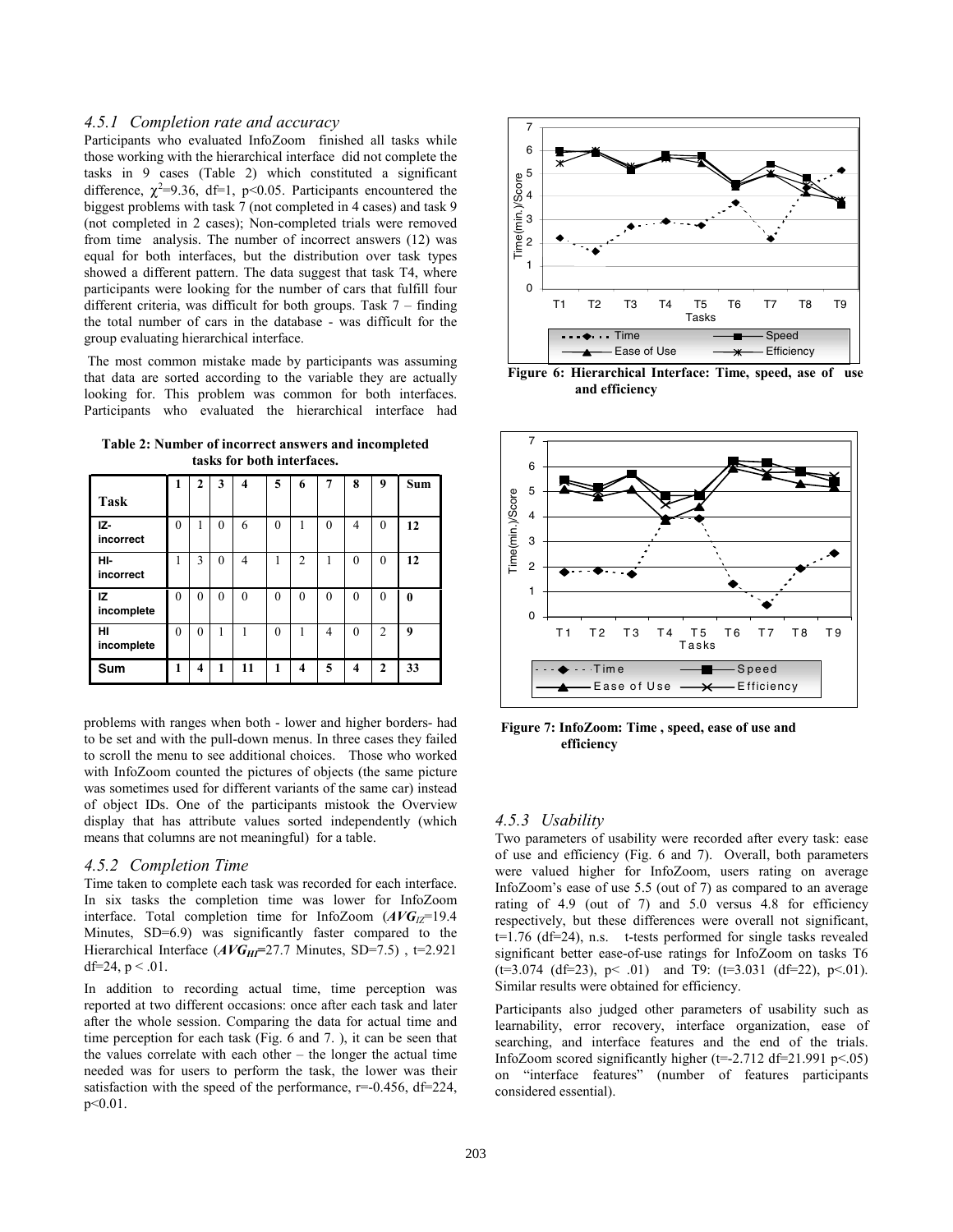### *4.5.1 Completion rate and accuracy*

Participants who evaluated InfoZoom finished all tasks while those working with the hierarchical interface did not complete the tasks in 9 cases (Table 2) which constituted a significant difference, $\chi^2$=9.36, df=1, p<0.05. Participants encountered the biggest problems with task 7 (not completed in 4 cases) and task 9 (not completed in 2 cases); Non-completed trials were removed from time analysis. The number of incorrect answers (12) was equal for both interfaces, but the distribution over task types showed a different pattern. The data suggest that task T4, where participants were looking for the number of cars that fulfill four different criteria, was difficult for both groups. Task 7 – finding the total number of cars in the database - was difficult for the group evaluating hierarchical interface.

The most common mistake made by participants was assuming that data are sorted according to the variable they are actually looking for. This problem was common for both interfaces. Participants who evaluated the hierarchical interface had problems with ranges when both - lower and higher borders- had to be set and with the pull-down menus. In three cases they failed to scroll the menu to see additional choices. Those who worked with InfoZoom counted the pictures of objects (the same picture was sometimes used for different variants of the same car) instead of object IDs. One of the participants mistook the Overview display that has attribute values sorted independently (which means that columns are not meaningful) for a table.

**Table 2: Number of incorrect answers and incompleted tasks for both interfaces.**

| Task | 1 | 2 | 3 | 4 | 5 | 6 | 7 | 8 | 9 | Sum |
|---|---|---|---|---|---|---|---|---|---|---|
| IZ-incorrect | 0 | 1 | 0 | 6 | 0 | 1 | 0 | 4 | 0 | **12** |
| HI-incorrect | 1 | 3 | 0 | 4 | 1 | 2 | 1 | 0 | 0 | **12** |
| IZ incomplete | 0 | 0 | 0 | 0 | 0 | 0 | 0 | 0 | 0 | **0** |
| HI incomplete | 0 | 0 | 1 | 1 | 0 | 1 | 4 | 0 | 2 | **9** |
| **Sum** | **1** | **4** | **1** | **11** | **1** | **4** | **5** | **4** | **2** | **33** |

### *4.5.2 Completion Time*

Time taken to complete each task was recorded for each interface. In six tasks the completion time was lower for InfoZoom interface. Total completion time for InfoZoom ($AVG_{IZ}$=19.4 Minutes, SD=6.9) was significantly faster compared to the Hierarchical Interface ($AVG_{HI}$=27.7 Minutes, SD=7.5) , t=2.921 df=24, p < .01.

In addition to recording actual time, time perception was reported at two different occasions: once after each task and later after the whole session. Comparing the data for actual time and time perception for each task (Fig. 6 and 7. ), it can be seen that the values correlate with each other – the longer the actual time needed was for users to perform the task, the lower was their satisfaction with the speed of the performance, r=-0.456, df=224, p<0.01.

**Figure 6: Hierarchical Interface: Time, speed, ase of use and efficiency**

**Figure 7: InfoZoom: Time , speed, ease of use and efficiency**

### *4.5.3 Usability*

Two parameters of usability were recorded after every task: ease of use and efficiency (Fig. 6 and 7). Overall, both parameters were valued higher for InfoZoom, users rating on average InfoZoom's ease of use 5.5 (out of 7) as compared to an average rating of 4.9 (out of 7) and 5.0 versus 4.8 for efficiency respectively, but these differences were overall not significant, t=1.76 (df=24), n.s. t-tests performed for single tasks revealed significant better ease-of-use ratings for InfoZoom on tasks T6 (t=3.074 (df=23), p< .01) and T9: (t=3.031 (df=22), p<.01). Similar results were obtained for efficiency.

Participants also judged other parameters of usability such as learnability, error recovery, interface organization, ease of searching, and interface features and the end of the trials. InfoZoom scored significantly higher (t=-2.712 df=21.991 p<.05) on "interface features" (number of features participants considered essential).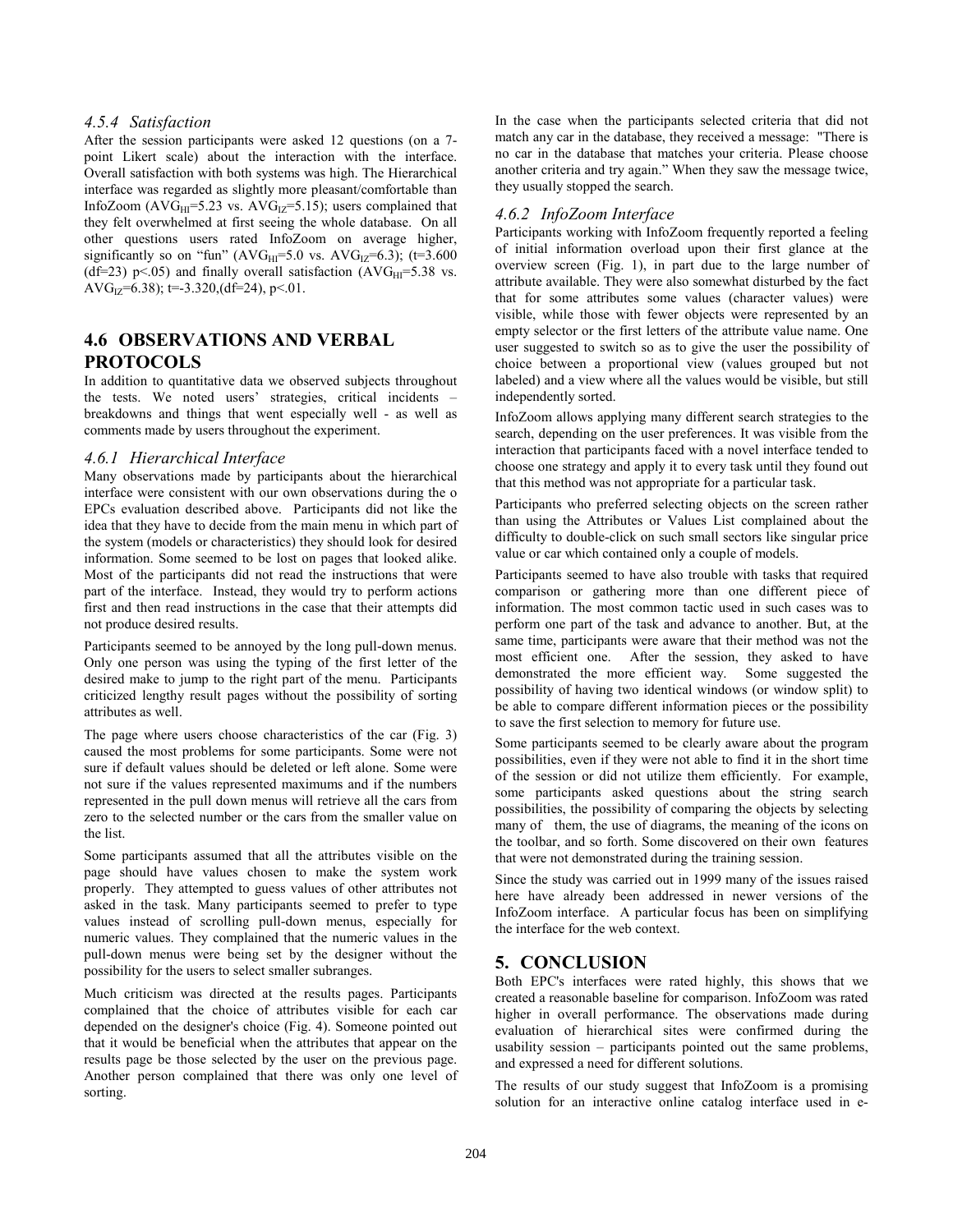### *4.5.4 Satisfaction*

After the session participants were asked 12 questions (on a 7-point Likert scale) about the interaction with the interface. Overall satisfaction with both systems was high. The Hierarchical interface was regarded as slightly more pleasant/comfortable than InfoZoom ($AVG_{HI}$=5.23 vs. $AVG_{IZ}$=5.15); users complained that they felt overwhelmed at first seeing the whole database. On all other questions users rated InfoZoom on average higher, significantly so on "fun" ($AVG_{HI}$=5.0 vs. $AVG_{IZ}$=6.3); (t=3.600 (df=23) $p<.05$) and finally overall satisfaction ($AVG_{HI}$=5.38 vs. $AVG_{IZ}$=6.38); t=-3.320,(df=24), $p<.01$.

## 4.6 OBSERVATIONS AND VERBAL PROTOCOLS

In addition to quantitative data we observed subjects throughout the tests. We noted users' strategies, critical incidents – breakdowns and things that went especially well - as well as comments made by users throughout the experiment.

### *4.6.1 Hierarchical Interface*

Many observations made by participants about the hierarchical interface were consistent with our own observations during the o EPCs evaluation described above. Participants did not like the idea that they have to decide from the main menu in which part of the system (models or characteristics) they should look for desired information. Some seemed to be lost on pages that looked alike. Most of the participants did not read the instructions that were part of the interface. Instead, they would try to perform actions first and then read instructions in the case that their attempts did not produce desired results.

Participants seemed to be annoyed by the long pull-down menus. Only one person was using the typing of the first letter of the desired make to jump to the right part of the menu. Participants criticized lengthy result pages without the possibility of sorting attributes as well.

The page where users choose characteristics of the car (Fig. 3) caused the most problems for some participants. Some were not sure if default values should be deleted or left alone. Some were not sure if the values represented maximums and if the numbers represented in the pull down menus will retrieve all the cars from zero to the selected number or the cars from the smaller value on the list.

Some participants assumed that all the attributes visible on the page should have values chosen to make the system work properly. They attempted to guess values of other attributes not asked in the task. Many participants seemed to prefer to type values instead of scrolling pull-down menus, especially for numeric values. They complained that the numeric values in the pull-down menus were being set by the designer without the possibility for the users to select smaller subranges.

Much criticism was directed at the results pages. Participants complained that the choice of attributes visible for each car depended on the designer's choice (Fig. 4). Someone pointed out that it would be beneficial when the attributes that appear on the results page be those selected by the user on the previous page. Another person complained that there was only one level of sorting.

In the case when the participants selected criteria that did not match any car in the database, they received a message: "There is no car in the database that matches your criteria. Please choose another criteria and try again." When they saw the message twice, they usually stopped the search.

### *4.6.2 InfoZoom Interface*

Participants working with InfoZoom frequently reported a feeling of initial information overload upon their first glance at the overview screen (Fig. 1), in part due to the large number of attribute available. They were also somewhat disturbed by the fact that for some attributes some values (character values) were visible, while those with fewer objects were represented by an empty selector or the first letters of the attribute value name. One user suggested to switch so as to give the user the possibility of choice between a proportional view (values grouped but not labeled) and a view where all the values would be visible, but still independently sorted.

InfoZoom allows applying many different search strategies to the search, depending on the user preferences. It was visible from the interaction that participants faced with a novel interface tended to choose one strategy and apply it to every task until they found out that this method was not appropriate for a particular task.

Participants who preferred selecting objects on the screen rather than using the Attributes or Values List complained about the difficulty to double-click on such small sectors like singular price value or car which contained only a couple of models.

Participants seemed to have also trouble with tasks that required comparison or gathering more than one different piece of information. The most common tactic used in such cases was to perform one part of the task and advance to another. But, at the same time, participants were aware that their method was not the most efficient one. After the session, they asked to have demonstrated the more efficient way. Some suggested the possibility of having two identical windows (or window split) to be able to compare different information pieces or the possibility to save the first selection to memory for future use.

Some participants seemed to be clearly aware about the program possibilities, even if they were not able to find it in the short time of the session or did not utilize them efficiently. For example, some participants asked questions about the string search possibilities, the possibility of comparing the objects by selecting many of them, the use of diagrams, the meaning of the icons on the toolbar, and so forth. Some discovered on their own features that were not demonstrated during the training session.

Since the study was carried out in 1999 many of the issues raised here have already been addressed in newer versions of the InfoZoom interface. A particular focus has been on simplifying the interface for the web context.

## 5. CONCLUSION

Both EPC's interfaces were rated highly, this shows that we created a reasonable baseline for comparison. InfoZoom was rated higher in overall performance. The observations made during evaluation of hierarchical sites were confirmed during the usability session – participants pointed out the same problems, and expressed a need for different solutions.

The results of our study suggest that InfoZoom is a promising solution for an interactive online catalog interface used in e-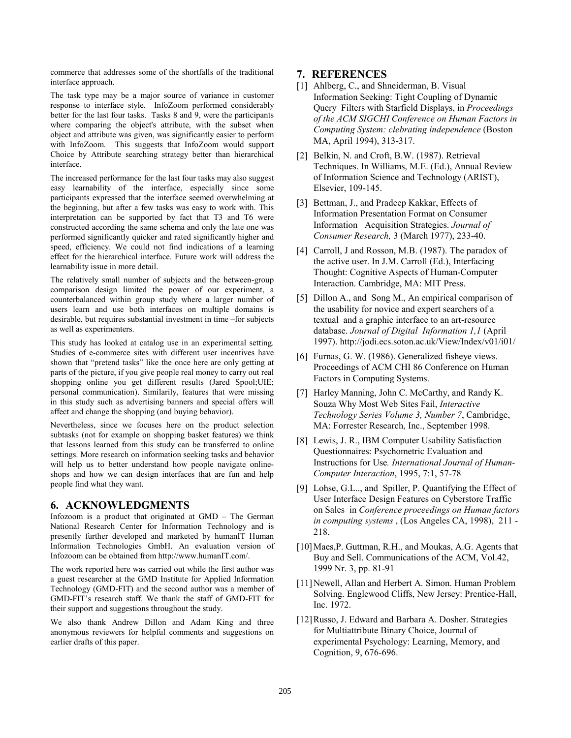commerce that addresses some of the shortfalls of the traditional interface approach.

The task type may be a major source of variance in customer response to interface style. InfoZoom performed considerably better for the last four tasks. Tasks 8 and 9, were the participants where comparing the object's attribute, with the subset when object and attribute was given, was significantly easier to perform with InfoZoom. This suggests that InfoZoom would support Choice by Attribute searching strategy better than hierarchical interface.

The increased performance for the last four tasks may also suggest easy learnability of the interface, especially since some participants expressed that the interface seemed overwhelming at the beginning, but after a few tasks was easy to work with. This interpretation can be supported by fact that T3 and T6 were constructed according the same schema and only the late one was performed significantly quicker and rated significantly higher and speed, efficiency. We could not find indications of a learning effect for the hierarchical interface. Future work will address the learnability issue in more detail.

The relatively small number of subjects and the between-group comparison design limited the power of our experiment, a counterbalanced within group study where a larger number of users learn and use both interfaces on multiple domains is desirable, but requires substantial investment in time –for subjects as well as experimenters.

This study has looked at catalog use in an experimental setting. Studies of e-commerce sites with different user incentives have shown that "pretend tasks" like the once here are only getting at parts of the picture, if you give people real money to carry out real shopping online you get different results (Jared Spool;UIE; personal communication). Similarily, features that were missing in this study such as advertising banners and special offers will affect and change the shopping (and buying behavior).

Nevertheless, since we focuses here on the product selection subtasks (not for example on shopping basket features) we think that lessons learned from this study can be transferred to online settings. More research on information seeking tasks and behavior will help us to better understand how people navigate online-shops and how we can design interfaces that are fun and help people find what they want.

## 6. ACKNOWLEDGMENTS

Infozoom is a product that originated at GMD – The German National Research Center for Information Technology and is presently further developed and marketed by humanIT Human Information Technologies GmbH. An evaluation version of Infozoom can be obtained from http://www.humanIT.com/.

The work reported here was carried out while the first author was a guest researcher at the GMD Institute for Applied Information Technology (GMD-FIT) and the second author was a member of GMD-FIT's research staff. We thank the staff of GMD-FIT for their support and suggestions throughout the study.

We also thank Andrew Dillon and Adam King and three anonymous reviewers for helpful comments and suggestions on earlier drafts of this paper.

## 7. REFERENCES

[1] Ahlberg, C., and Shneiderman, B. Visual Information Seeking: Tight Coupling of Dynamic Query Filters with Starfield Displays, in *Proceedings of the ACM SIGCHI Conference on Human Factors in Computing System: clebrating independence* (Boston MA, April 1994), 313-317.

[2] Belkin, N. and Croft, B.W. (1987). Retrieval Techniques. In Williams, M.E. (Ed.), Annual Review of Information Science and Technology (ARIST), Elsevier, 109-145.

[3] Bettman, J., and Pradeep Kakkar, Effects of Information Presentation Format on Consumer Information Acquisition Strategies. *Journal of Consumer Research,* 3 (March 1977), 233-40.

[4] Carroll, J and Rosson, M.B. (1987). The paradox of the active user. In J.M. Carroll (Ed.), Interfacing Thought: Cognitive Aspects of Human-Computer Interaction. Cambridge, MA: MIT Press.

[5] Dillon A., and Song M., An empirical comparison of the usability for novice and expert searchers of a textual and a graphic interface to an art-resource database. *Journal of Digital Information 1,1* (April 1997). http://jodi.ecs.soton.ac.uk/View/Index/v01/i01/

[6] Furnas, G. W. (1986). Generalized fisheye views. Proceedings of ACM CHI 86 Conference on Human Factors in Computing Systems.

[7] Harley Manning, John C. McCarthy, and Randy K. Souza Why Most Web Sites Fail, *Interactive Technology Series Volume 3, Number 7*, Cambridge, MA: Forrester Research, Inc., September 1998.

[8] Lewis, J. R., IBM Computer Usability Satisfaction Questionnaires: Psychometric Evaluation and Instructions for Use*. International Journal of Human-Computer Interaction*, 1995, 7:1, 57-78

[9] Lohse, G.L.., and Spiller, P. Quantifying the Effect of User Interface Design Features on Cyberstore Traffic on Sales in *Conference proceedings on Human factors in computing systems* , (Los Angeles CA, 1998), 211 - 218.

[10] Maes,P. Guttman, R.H., and Moukas, A.G. Agents that Buy and Sell. Communications of the ACM, Vol.42, 1999 Nr. 3, pp. 81-91

[11] Newell, Allan and Herbert A. Simon. Human Problem Solving. Englewood Cliffs, New Jersey: Prentice-Hall, Inc. 1972.

[12] Russo, J. Edward and Barbara A. Dosher. Strategies for Multiattribute Binary Choice, Journal of experimental Psychology: Learning, Memory, and Cognition, 9, 676-696.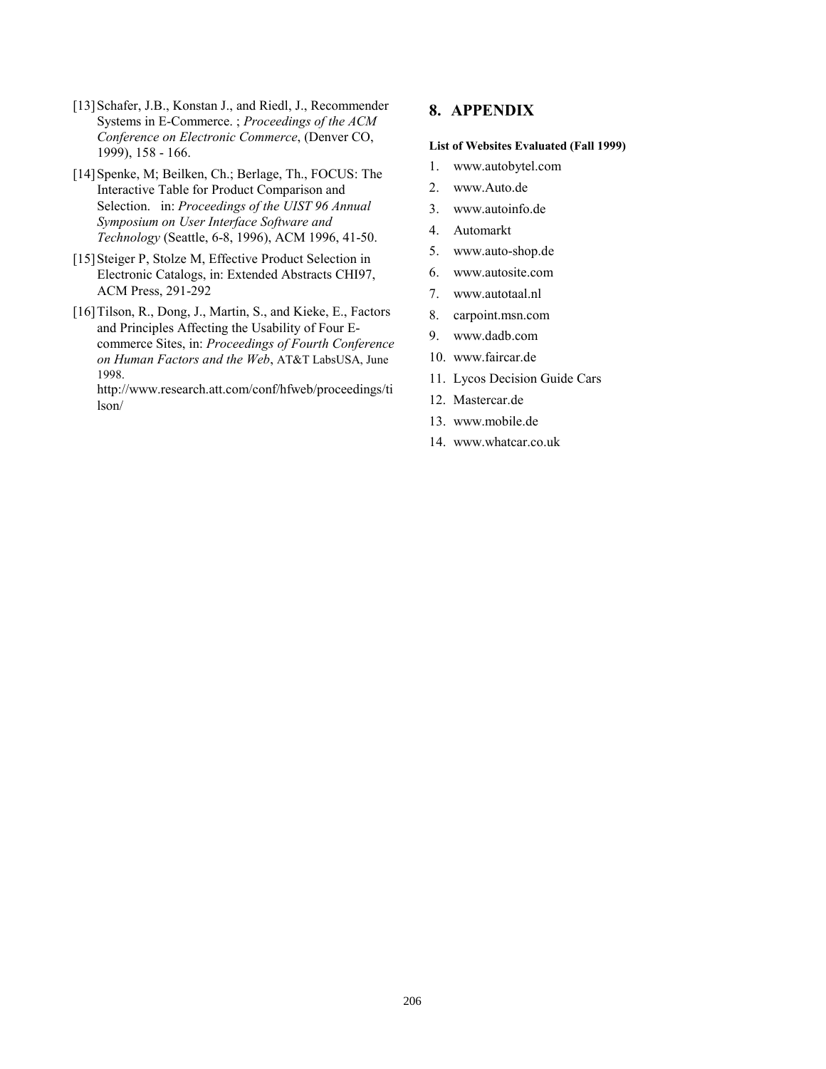[13] Schafer, J.B., Konstan J., and Riedl, J., Recommender Systems in E-Commerce. ; *Proceedings of the ACM Conference on Electronic Commerce*, (Denver CO, 1999), 158 - 166.

[14] Spenke, M; Beilken, Ch.; Berlage, Th., FOCUS: The Interactive Table for Product Comparison and Selection. in: *Proceedings of the UIST 96 Annual Symposium on User Interface Software and Technology* (Seattle, 6-8, 1996), ACM 1996, 41-50.

[15] Steiger P, Stolze M, Effective Product Selection in Electronic Catalogs, in: Extended Abstracts CHI97, ACM Press, 291-292

[16] Tilson, R., Dong, J., Martin, S., and Kieke, E., Factors and Principles Affecting the Usability of Four E-commerce Sites, in: *Proceedings of Fourth Conference on Human Factors and the Web*, AT&T LabsUSA, June 1998. http://www.research.att.com/conf/hfweb/proceedings/tilson/

## 8. APPENDIX

**List of Websites Evaluated (Fall 1999)**

1. www.autobytel.com
2. www.Auto.de
3. www.autoinfo.de
4. Automarkt
5. www.auto-shop.de
6. www.autosite.com
7. www.autotaal.nl
8. carpoint.msn.com
9. www.dadb.com
10. www.faircar.de
11. Lycos Decision Guide Cars
12. Mastercar.de
13. www.mobile.de
14. www.whatcar.co.uk